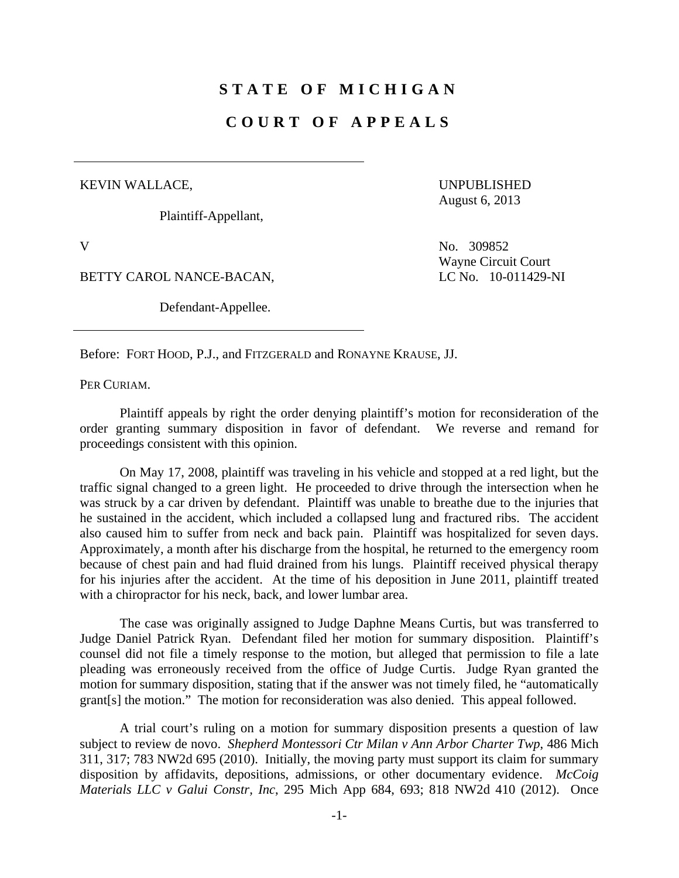**S T A T E O F M I C H I G A N**

**C O U R T O F A P P E A L S**

KEVIN WALLACE,

Plaintiff-Appellant,

v

BETTY CAROL NANCE-BACAN,

Defendant-Appellee.

UNPUBLISHED
August 6, 2013

No. 309852
Wayne Circuit Court
LC No. 10-011429-NI

Before: FORT HOOD, P.J., and FITZGERALD and RONAYNE KRAUSE, JJ.

PER CURIAM.

Plaintiff appeals by right the order denying plaintiff's motion for reconsideration of the order granting summary disposition in favor of defendant. We reverse and remand for proceedings consistent with this opinion.

On May 17, 2008, plaintiff was traveling in his vehicle and stopped at a red light, but the traffic signal changed to a green light. He proceeded to drive through the intersection when he was struck by a car driven by defendant. Plaintiff was unable to breathe due to the injuries that he sustained in the accident, which included a collapsed lung and fractured ribs. The accident also caused him to suffer from neck and back pain. Plaintiff was hospitalized for seven days. Approximately, a month after his discharge from the hospital, he returned to the emergency room because of chest pain and had fluid drained from his lungs. Plaintiff received physical therapy for his injuries after the accident. At the time of his deposition in June 2011, plaintiff treated with a chiropractor for his neck, back, and lower lumbar area.

The case was originally assigned to Judge Daphne Means Curtis, but was transferred to Judge Daniel Patrick Ryan. Defendant filed her motion for summary disposition. Plaintiff's counsel did not file a timely response to the motion, but alleged that permission to file a late pleading was erroneously received from the office of Judge Curtis. Judge Ryan granted the motion for summary disposition, stating that if the answer was not timely filed, he "automatically grant[s] the motion." The motion for reconsideration was also denied. This appeal followed.

A trial court's ruling on a motion for summary disposition presents a question of law subject to review de novo. *Shepherd Montessori Ctr Milan v Ann Arbor Charter Twp*, 486 Mich 311, 317; 783 NW2d 695 (2010). Initially, the moving party must support its claim for summary disposition by affidavits, depositions, admissions, or other documentary evidence. *McCoig Materials LLC v Galui Constr, Inc*, 295 Mich App 684, 693; 818 NW2d 410 (2012). Once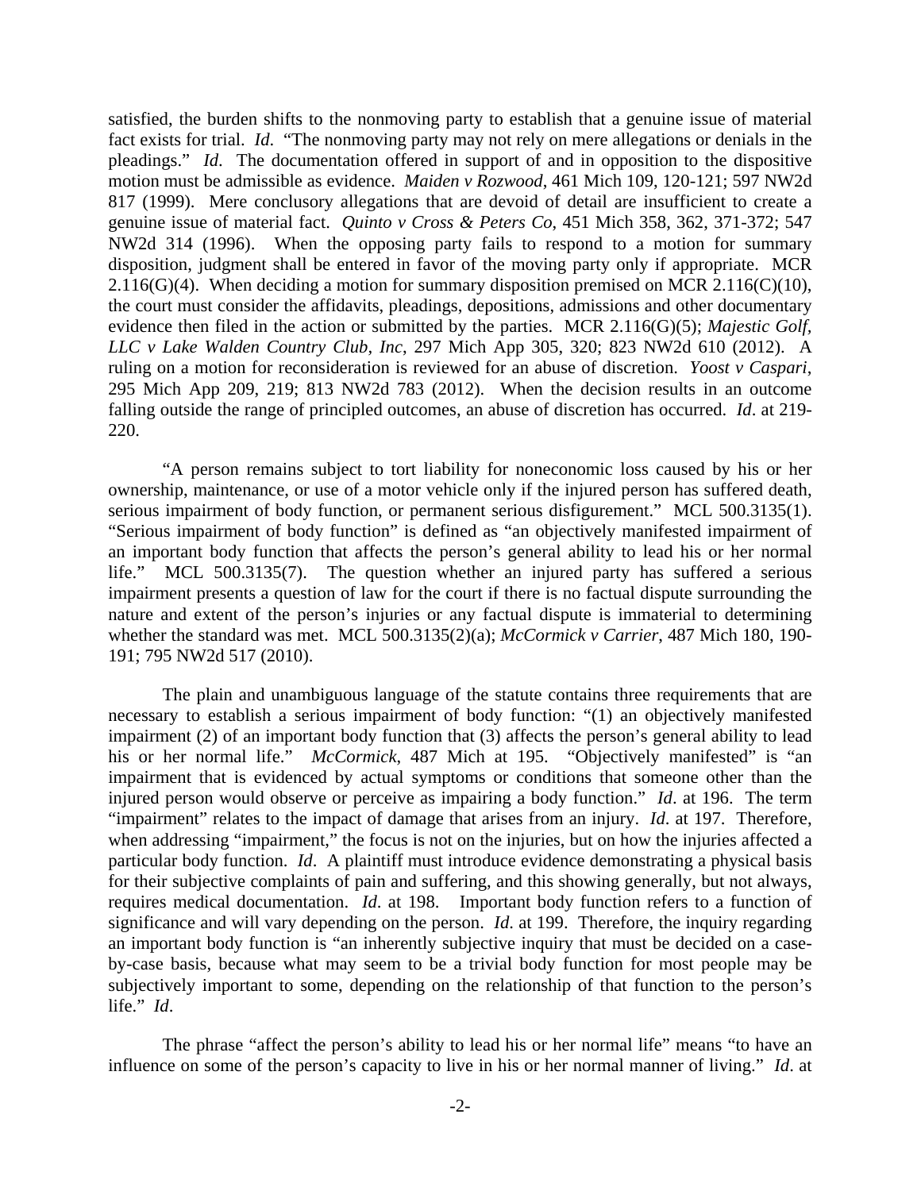satisfied, the burden shifts to the nonmoving party to establish that a genuine issue of material fact exists for trial. *Id*. "The nonmoving party may not rely on mere allegations or denials in the pleadings." *Id*. The documentation offered in support of and in opposition to the dispositive motion must be admissible as evidence. *Maiden v Rozwood*, 461 Mich 109, 120-121; 597 NW2d 817 (1999). Mere conclusory allegations that are devoid of detail are insufficient to create a genuine issue of material fact. *Quinto v Cross & Peters Co*, 451 Mich 358, 362, 371-372; 547 NW2d 314 (1996). When the opposing party fails to respond to a motion for summary disposition, judgment shall be entered in favor of the moving party only if appropriate. MCR 2.116(G)(4). When deciding a motion for summary disposition premised on MCR 2.116(C)(10), the court must consider the affidavits, pleadings, depositions, admissions and other documentary evidence then filed in the action or submitted by the parties. MCR 2.116(G)(5); *Majestic Golf, LLC v Lake Walden Country Club, Inc*, 297 Mich App 305, 320; 823 NW2d 610 (2012). A ruling on a motion for reconsideration is reviewed for an abuse of discretion. *Yoost v Caspari*, 295 Mich App 209, 219; 813 NW2d 783 (2012). When the decision results in an outcome falling outside the range of principled outcomes, an abuse of discretion has occurred. *Id*. at 219-220.

"A person remains subject to tort liability for noneconomic loss caused by his or her ownership, maintenance, or use of a motor vehicle only if the injured person has suffered death, serious impairment of body function, or permanent serious disfigurement." MCL 500.3135(1). "Serious impairment of body function" is defined as "an objectively manifested impairment of an important body function that affects the person's general ability to lead his or her normal life." MCL 500.3135(7). The question whether an injured party has suffered a serious impairment presents a question of law for the court if there is no factual dispute surrounding the nature and extent of the person's injuries or any factual dispute is immaterial to determining whether the standard was met. MCL 500.3135(2)(a); *McCormick v Carrier*, 487 Mich 180, 190-191; 795 NW2d 517 (2010).

The plain and unambiguous language of the statute contains three requirements that are necessary to establish a serious impairment of body function: "(1) an objectively manifested impairment (2) of an important body function that (3) affects the person's general ability to lead his or her normal life." *McCormick*, 487 Mich at 195. "Objectively manifested" is "an impairment that is evidenced by actual symptoms or conditions that someone other than the injured person would observe or perceive as impairing a body function." *Id*. at 196. The term "impairment" relates to the impact of damage that arises from an injury. *Id*. at 197. Therefore, when addressing "impairment," the focus is not on the injuries, but on how the injuries affected a particular body function. *Id*. A plaintiff must introduce evidence demonstrating a physical basis for their subjective complaints of pain and suffering, and this showing generally, but not always, requires medical documentation. *Id*. at 198. Important body function refers to a function of significance and will vary depending on the person. *Id*. at 199. Therefore, the inquiry regarding an important body function is "an inherently subjective inquiry that must be decided on a case-by-case basis, because what may seem to be a trivial body function for most people may be subjectively important to some, depending on the relationship of that function to the person's life." *Id*.

The phrase "affect the person's ability to lead his or her normal life" means "to have an influence on some of the person's capacity to live in his or her normal manner of living." *Id*. at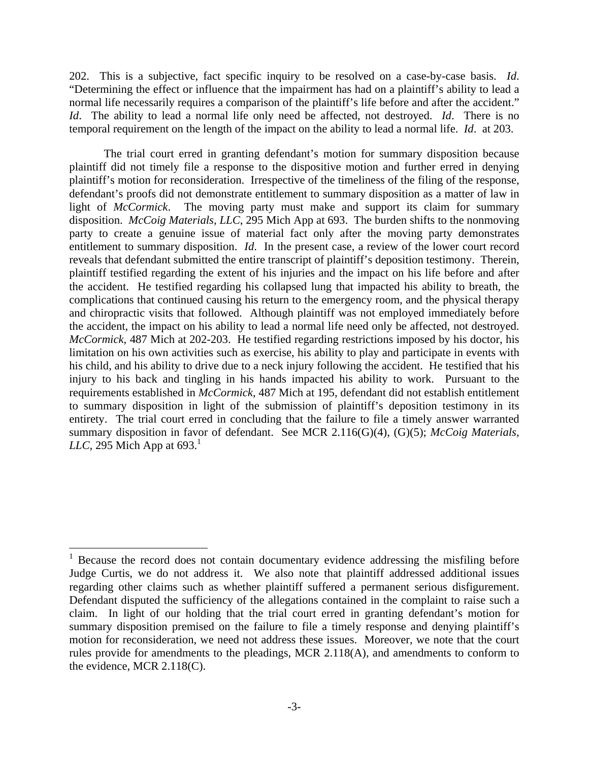202. This is a subjective, fact specific inquiry to be resolved on a case-by-case basis. *Id*. "Determining the effect or influence that the impairment has had on a plaintiff's ability to lead a normal life necessarily requires a comparison of the plaintiff's life before and after the accident." *Id*. The ability to lead a normal life only need be affected, not destroyed. *Id*. There is no temporal requirement on the length of the impact on the ability to lead a normal life. *Id*. at 203.

The trial court erred in granting defendant's motion for summary disposition because plaintiff did not timely file a response to the dispositive motion and further erred in denying plaintiff's motion for reconsideration. Irrespective of the timeliness of the filing of the response, defendant's proofs did not demonstrate entitlement to summary disposition as a matter of law in light of *McCormick*. The moving party must make and support its claim for summary disposition. *McCoig Materials, LLC*, 295 Mich App at 693. The burden shifts to the nonmoving party to create a genuine issue of material fact only after the moving party demonstrates entitlement to summary disposition. *Id*. In the present case, a review of the lower court record reveals that defendant submitted the entire transcript of plaintiff's deposition testimony. Therein, plaintiff testified regarding the extent of his injuries and the impact on his life before and after the accident. He testified regarding his collapsed lung that impacted his ability to breath, the complications that continued causing his return to the emergency room, and the physical therapy and chiropractic visits that followed. Although plaintiff was not employed immediately before the accident, the impact on his ability to lead a normal life need only be affected, not destroyed. *McCormick*, 487 Mich at 202-203. He testified regarding restrictions imposed by his doctor, his limitation on his own activities such as exercise, his ability to play and participate in events with his child, and his ability to drive due to a neck injury following the accident. He testified that his injury to his back and tingling in his hands impacted his ability to work. Pursuant to the requirements established in *McCormick*, 487 Mich at 195, defendant did not establish entitlement to summary disposition in light of the submission of plaintiff's deposition testimony in its entirety. The trial court erred in concluding that the failure to file a timely answer warranted summary disposition in favor of defendant. See MCR 2.116(G)(4), (G)(5); *McCoig Materials, LLC*, 295 Mich App at 693.[1]

---

[1] Because the record does not contain documentary evidence addressing the misfiling before Judge Curtis, we do not address it. We also note that plaintiff addressed additional issues regarding other claims such as whether plaintiff suffered a permanent serious disfigurement. Defendant disputed the sufficiency of the allegations contained in the complaint to raise such a claim. In light of our holding that the trial court erred in granting defendant's motion for summary disposition premised on the failure to file a timely response and denying plaintiff's motion for reconsideration, we need not address these issues. Moreover, we note that the court rules provide for amendments to the pleadings, MCR 2.118(A), and amendments to conform to the evidence, MCR 2.118(C).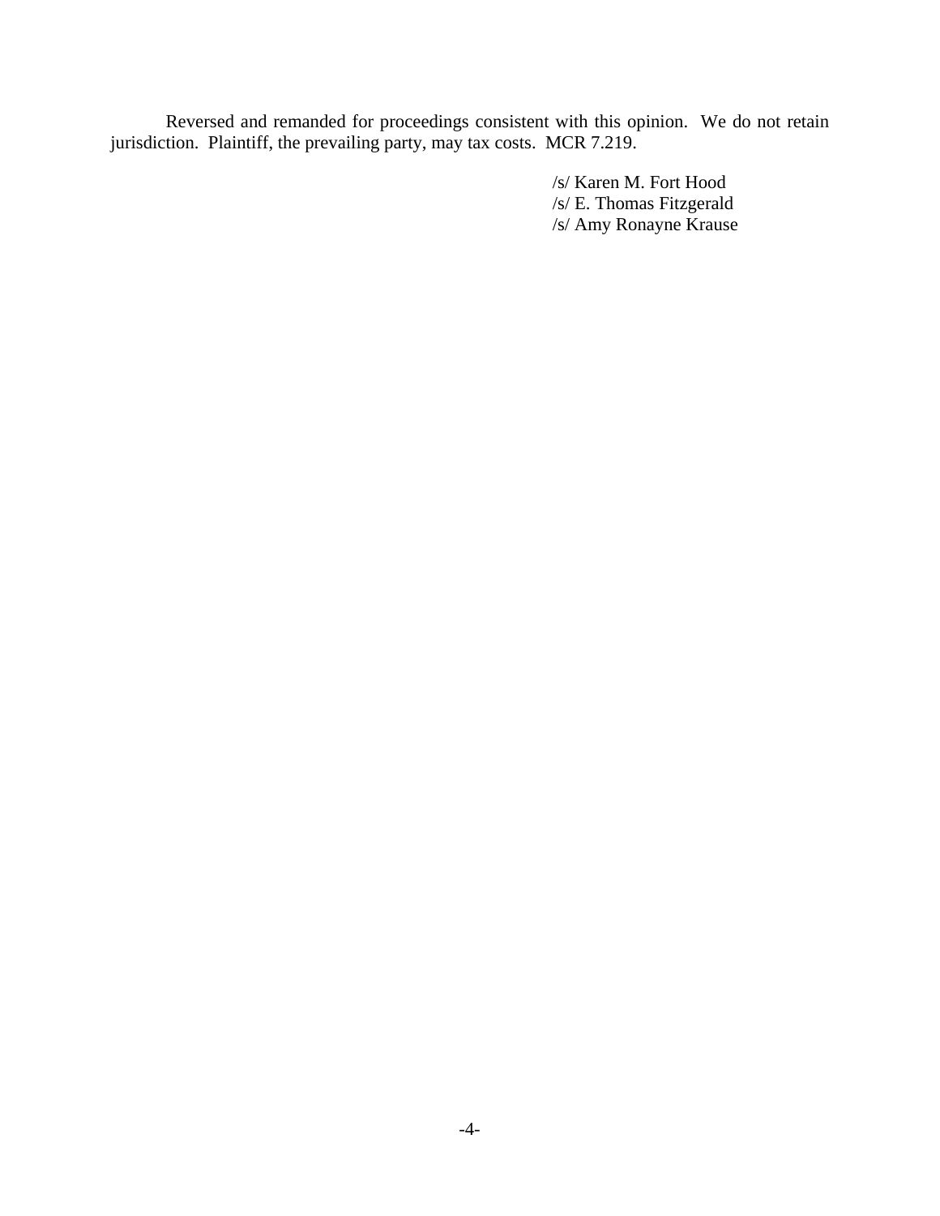Reversed and remanded for proceedings consistent with this opinion. We do not retain jurisdiction. Plaintiff, the prevailing party, may tax costs. MCR 7.219.

/s/ Karen M. Fort Hood
/s/ E. Thomas Fitzgerald
/s/ Amy Ronayne Krause